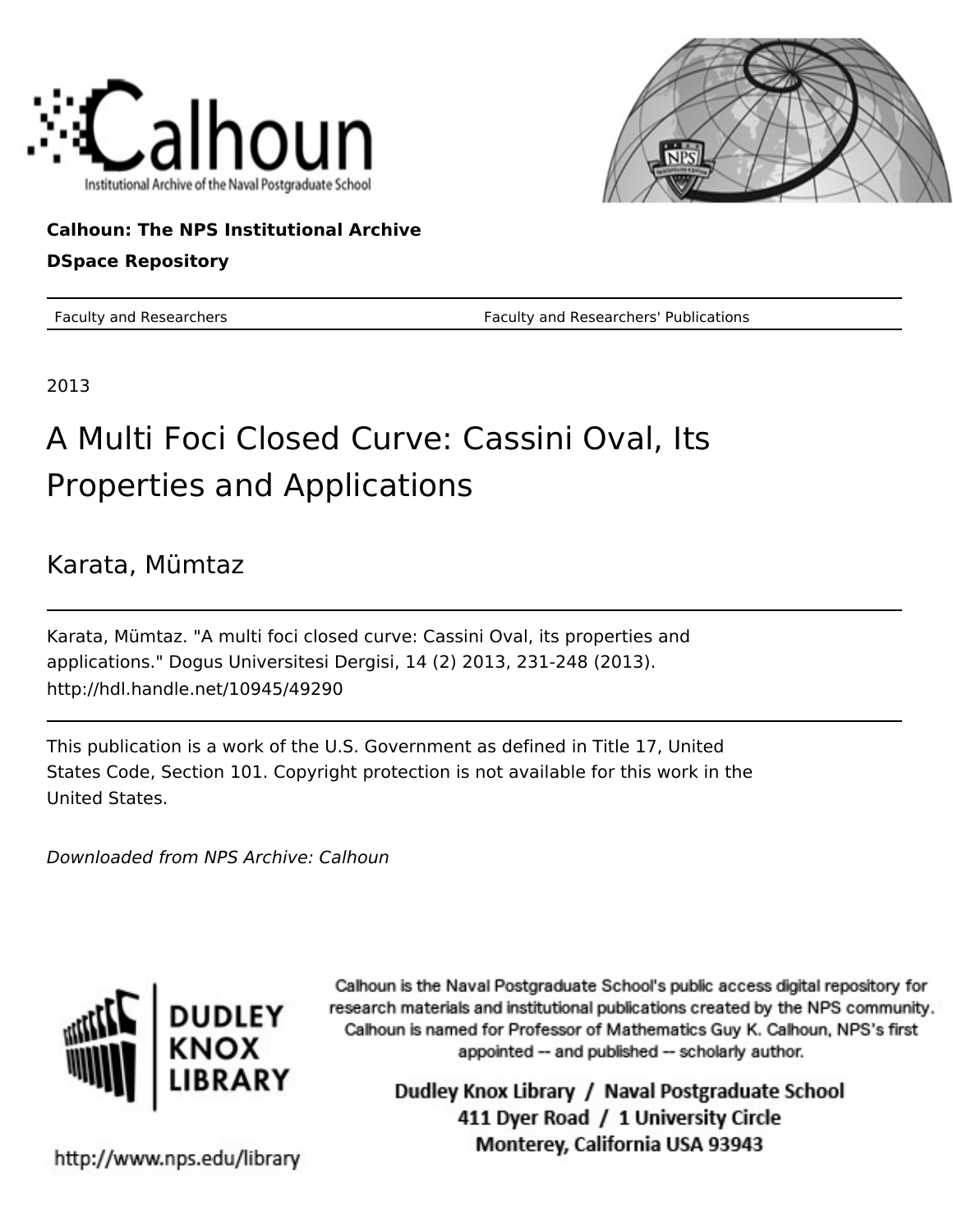Calhoun: The NPS Institutional Archive

DSpace Repository

Faculty and Researchers — Faculty and Researchers' Publications

2013

# A Multi Foci Closed Curve: Cassini Oval, Its Properties and Applications

Karata, Mümtaz

Karata, Mümtaz. "A multi foci closed curve: Cassini Oval, its properties and applications." Dogus Universitesi Dergisi, 14 (2) 2013, 231-248 (2013).
http://hdl.handle.net/10945/49290

This publication is a work of the U.S. Government as defined in Title 17, United States Code, Section 101. Copyright protection is not available for this work in the United States.

*Downloaded from NPS Archive: Calhoun*

Calhoun is the Naval Postgraduate School's public access digital repository for research materials and institutional publications created by the NPS community. Calhoun is named for Professor of Mathematics Guy K. Calhoun, NPS's first appointed -- and published -- scholarly author.

Dudley Knox Library / Naval Postgraduate School
411 Dyer Road / 1 University Circle
Monterey, California USA 93943

http://www.nps.edu/library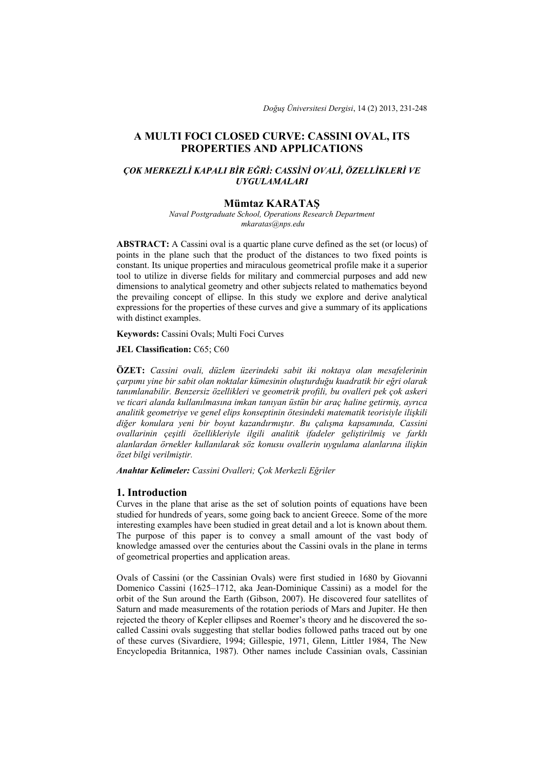# A MULTI FOCI CLOSED CURVE: CASSINI OVAL, ITS PROPERTIES AND APPLICATIONS

### *ÇOK MERKEZLİ KAPALI BİR EĞRİ: CASSİNİ OVALİ, ÖZELLİKLERİ VE UYGULAMALARI*

## Mümtaz KARATAŞ

*Naval Postgraduate School, Operations Research Department*
*mkaratas@nps.edu*

**ABSTRACT:** A Cassini oval is a quartic plane curve defined as the set (or locus) of points in the plane such that the product of the distances to two fixed points is constant. Its unique properties and miraculous geometrical profile make it a superior tool to utilize in diverse fields for military and commercial purposes and add new dimensions to analytical geometry and other subjects related to mathematics beyond the prevailing concept of ellipse. In this study we explore and derive analytical expressions for the properties of these curves and give a summary of its applications with distinct examples.

**Keywords:** Cassini Ovals; Multi Foci Curves

**JEL Classification:** C65; C60

**ÖZET:** *Cassini ovali, düzlem üzerindeki sabit iki noktaya olan mesafelerinin çarpımı yine bir sabit olan noktalar kümesinin oluşturduğu kuadratik bir eğri olarak tanımlanabilir. Benzersiz özellikleri ve geometrik profili, bu ovalleri pek çok askeri ve ticari alanda kullanılmasına imkan tanıyan üstün bir araç haline getirmiş, ayrıca analitik geometriye ve genel elips konseptinin ötesindeki matematik teorisiyle ilişkili diğer konulara yeni bir boyut kazandırmıştır. Bu çalışma kapsamında, Cassini ovallerinin çeşitli özellikleriyle ilgili analitik ifadeler geliştirilmiş ve farklı alanlardan örnekler kullanılarak söz konusu ovallerin uygulama alanlarına ilişkin özet bilgi verilmiştir.*

***Anahtar Kelimeler:*** *Cassini Ovalleri; Çok Merkezli Eğriler*

## 1. Introduction

Curves in the plane that arise as the set of solution points of equations have been studied for hundreds of years, some going back to ancient Greece. Some of the more interesting examples have been studied in great detail and a lot is known about them. The purpose of this paper is to convey a small amount of the vast body of knowledge amassed over the centuries about the Cassini ovals in the plane in terms of geometrical properties and application areas.

Ovals of Cassini (or the Cassinian Ovals) were first studied in 1680 by Giovanni Domenico Cassini (1625–1712, aka Jean-Dominique Cassini) as a model for the orbit of the Sun around the Earth (Gibson, 2007). He discovered four satellites of Saturn and made measurements of the rotation periods of Mars and Jupiter. He then rejected the theory of Kepler ellipses and Roemer's theory and he discovered the so-called Cassini ovals suggesting that stellar bodies followed paths traced out by one of these curves (Sivardiere, 1994; Gillespie, 1971, Glenn, Littler 1984, The New Encyclopedia Britannica, 1987). Other names include Cassinian ovals, Cassinian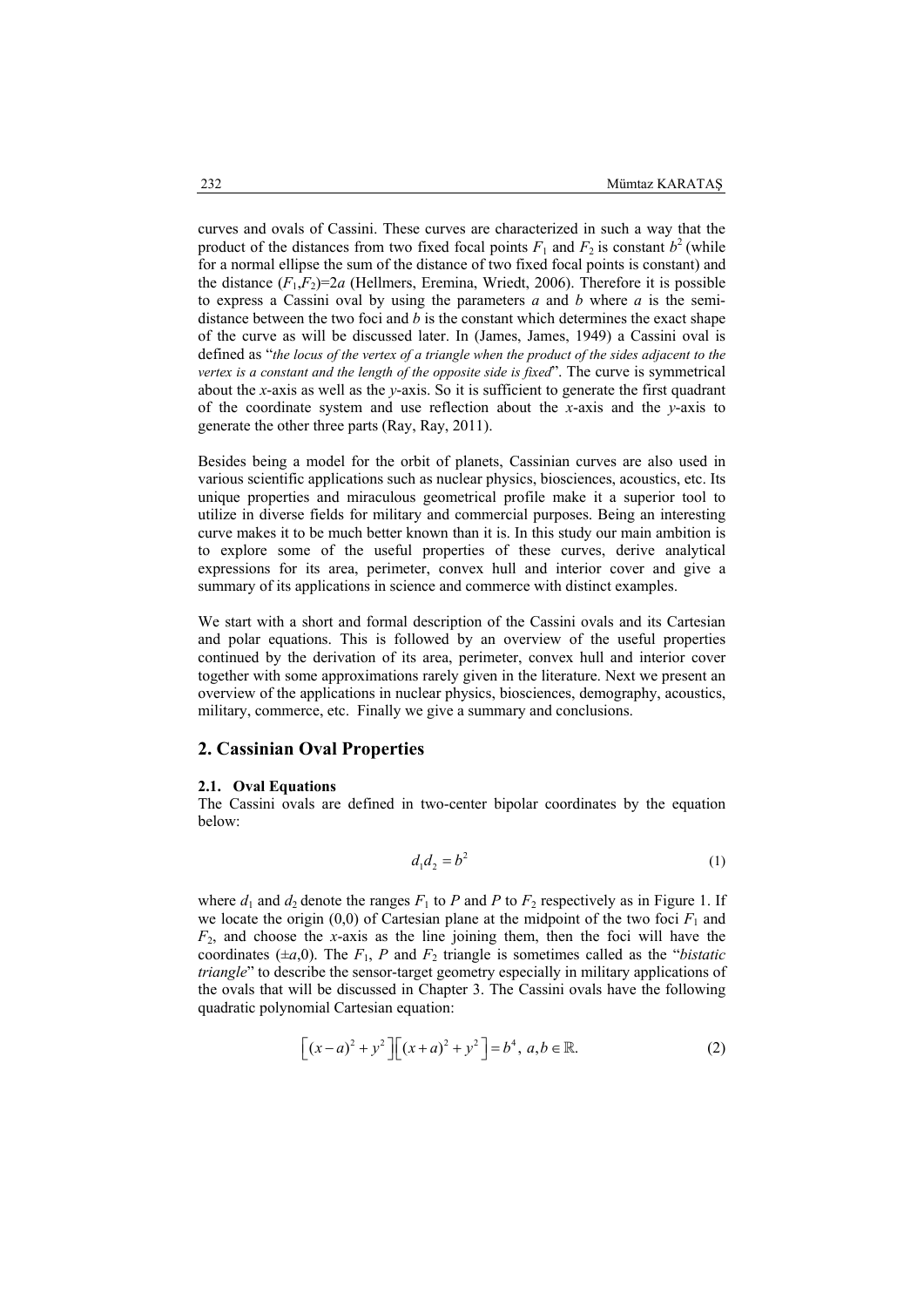curves and ovals of Cassini. These curves are characterized in such a way that the product of the distances from two fixed focal points $F_1$ and $F_2$ is constant $b^2$ (while for a normal ellipse the sum of the distance of two fixed focal points is constant) and the distance $(F_1,F_2)=2a$ (Hellmers, Eremina, Wriedt, 2006). Therefore it is possible to express a Cassini oval by using the parameters $a$ and $b$ where $a$ is the semi-distance between the two foci and $b$ is the constant which determines the exact shape of the curve as will be discussed later. In (James, James, 1949) a Cassini oval is defined as "*the locus of the vertex of a triangle when the product of the sides adjacent to the vertex is a constant and the length of the opposite side is fixed*". The curve is symmetrical about the $x$-axis as well as the $y$-axis. So it is sufficient to generate the first quadrant of the coordinate system and use reflection about the $x$-axis and the $y$-axis to generate the other three parts (Ray, Ray, 2011).

Besides being a model for the orbit of planets, Cassinian curves are also used in various scientific applications such as nuclear physics, biosciences, acoustics, etc. Its unique properties and miraculous geometrical profile make it a superior tool to utilize in diverse fields for military and commercial purposes. Being an interesting curve makes it to be much better known than it is. In this study our main ambition is to explore some of the useful properties of these curves, derive analytical expressions for its area, perimeter, convex hull and interior cover and give a summary of its applications in science and commerce with distinct examples.

We start with a short and formal description of the Cassini ovals and its Cartesian and polar equations. This is followed by an overview of the useful properties continued by the derivation of its area, perimeter, convex hull and interior cover together with some approximations rarely given in the literature. Next we present an overview of the applications in nuclear physics, biosciences, demography, acoustics, military, commerce, etc. Finally we give a summary and conclusions.

## 2. Cassinian Oval Properties

### 2.1. Oval Equations

The Cassini ovals are defined in two-center bipolar coordinates by the equation below:

$$d_1 d_2 = b^2 \tag{1}$$

where $d_1$ and $d_2$ denote the ranges $F_1$ to $P$ and $P$ to $F_2$ respectively as in Figure 1. If we locate the origin (0,0) of Cartesian plane at the midpoint of the two foci $F_1$ and $F_2$, and choose the $x$-axis as the line joining them, then the foci will have the coordinates $(\pm a,0)$. The $F_1$, $P$ and $F_2$ triangle is sometimes called as the "*bistatic triangle*" to describe the sensor-target geometry especially in military applications of the ovals that will be discussed in Chapter 3. The Cassini ovals have the following quadratic polynomial Cartesian equation:

$$\left[(x-a)^2+y^2\right]\left[(x+a)^2+y^2\right]=b^4,\ a,b\in\mathbb{R}. \tag{2}$$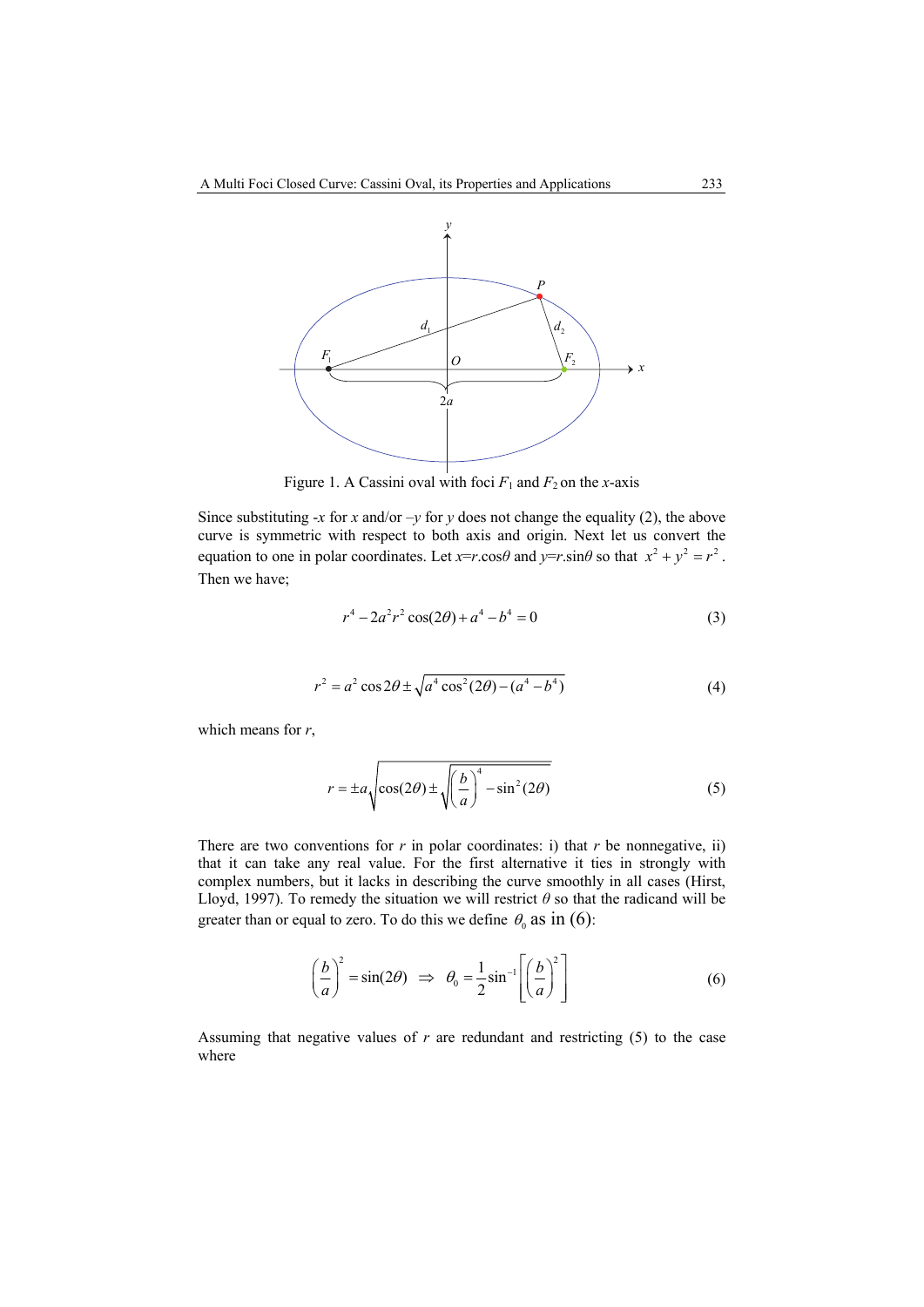Figure 1. A Cassini oval with foci $F_1$ and $F_2$ on the $x$-axis

Since substituting $-x$ for $x$ and/or $-y$ for $y$ does not change the equality (2), the above curve is symmetric with respect to both axis and origin. Next let us convert the equation to one in polar coordinates. Let $x=r.\cos\theta$ and $y=r.\sin\theta$ so that $x^2+y^2=r^2$. Then we have;

$$r^4 - 2a^2r^2\cos(2\theta) + a^4 - b^4 = 0 \tag{3}$$

$$r^2 = a^2\cos 2\theta \pm \sqrt{a^4\cos^2(2\theta) - (a^4 - b^4)} \tag{4}$$

which means for $r$,

$$r = \pm a\sqrt{\cos(2\theta) \pm \sqrt{\left(\frac{b}{a}\right)^4 - \sin^2(2\theta)}} \tag{5}$$

There are two conventions for $r$ in polar coordinates: i) that $r$ be nonnegative, ii) that it can take any real value. For the first alternative it ties in strongly with complex numbers, but it lacks in describing the curve smoothly in all cases (Hirst, Lloyd, 1997). To remedy the situation we will restrict $\theta$ so that the radicand will be greater than or equal to zero. To do this we define $\theta_0$ as in (6):

$$\left(\frac{b}{a}\right)^2 = \sin(2\theta) \;\Rightarrow\; \theta_0 = \frac{1}{2}\sin^{-1}\left[\left(\frac{b}{a}\right)^2\right] \tag{6}$$

Assuming that negative values of $r$ are redundant and restricting (5) to the case where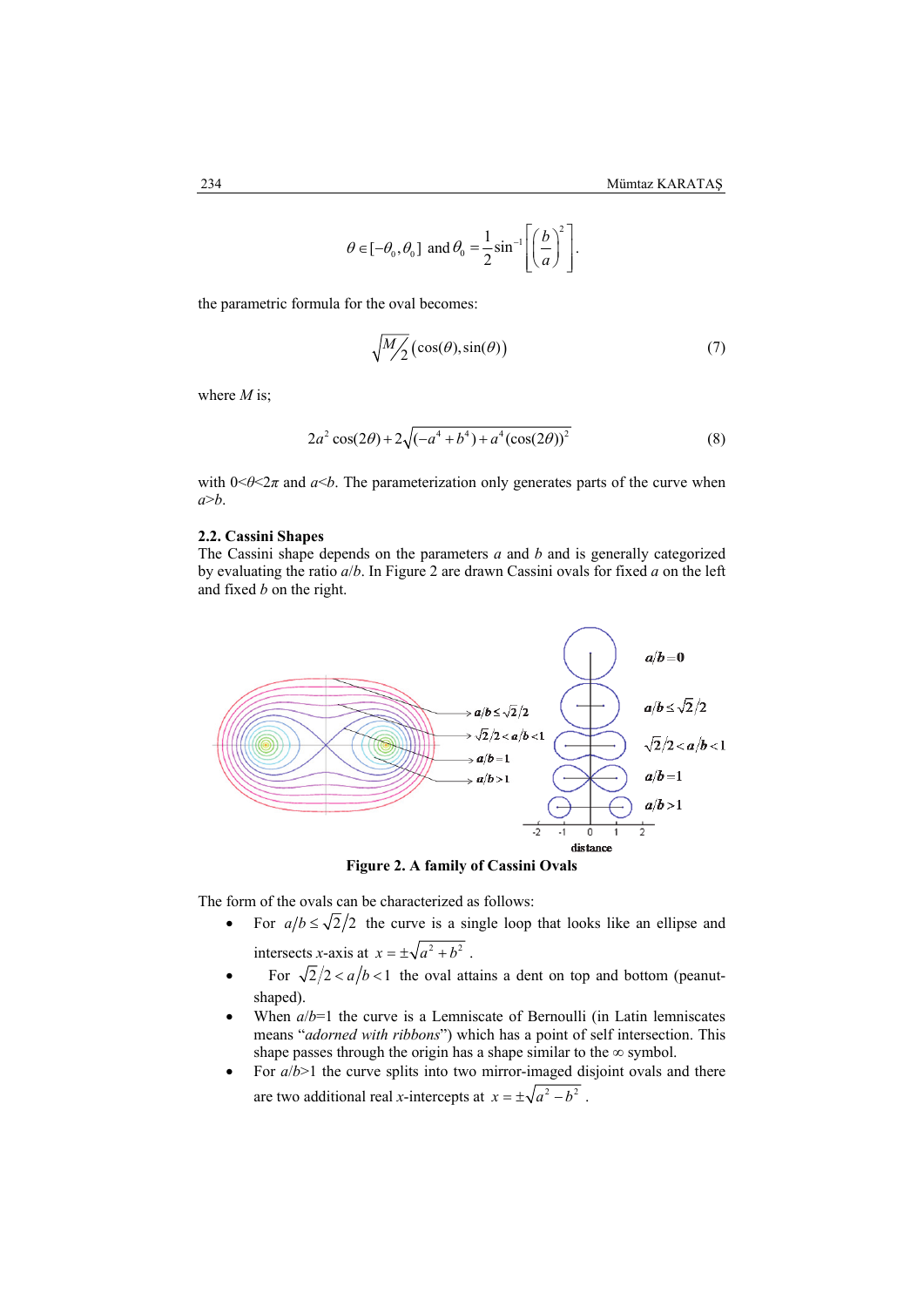$$\theta \in [-\theta_0, \theta_0] \text{ and } \theta_0 = \frac{1}{2}\sin^{-1}\left[\left(\frac{b}{a}\right)^2\right].$$

the parametric formula for the oval becomes:

$$\sqrt{M/2}\,(\cos(\theta), \sin(\theta)) \tag{7}$$

where $M$ is;

$$2a^2\cos(2\theta) + 2\sqrt{(-a^4 + b^4) + a^4(\cos(2\theta))^2} \tag{8}$$

with $0<\theta<2\pi$ and $a<b$. The parameterization only generates parts of the curve when $a>b$.

### 2.2. Cassini Shapes

The Cassini shape depends on the parameters $a$ and $b$ and is generally categorized by evaluating the ratio $a/b$. In Figure 2 are drawn Cassini ovals for fixed $a$ on the left and fixed $b$ on the right.

**Figure 2. A family of Cassini Ovals**

The form of the ovals can be characterized as follows:

- For $a/b \le \sqrt{2}/2$ the curve is a single loop that looks like an ellipse and intersects $x$-axis at $x = \pm\sqrt{a^2 + b^2}$ .
- For $\sqrt{2}/2 < a/b < 1$ the oval attains a dent on top and bottom (peanut-shaped).
- When $a/b=1$ the curve is a Lemniscate of Bernoulli (in Latin lemniscates means "*adorned with ribbons*") which has a point of self intersection. This shape passes through the origin has a shape similar to the ∞ symbol.
- For $a/b>1$ the curve splits into two mirror-imaged disjoint ovals and there are two additional real $x$-intercepts at $x = \pm\sqrt{a^2 - b^2}$ .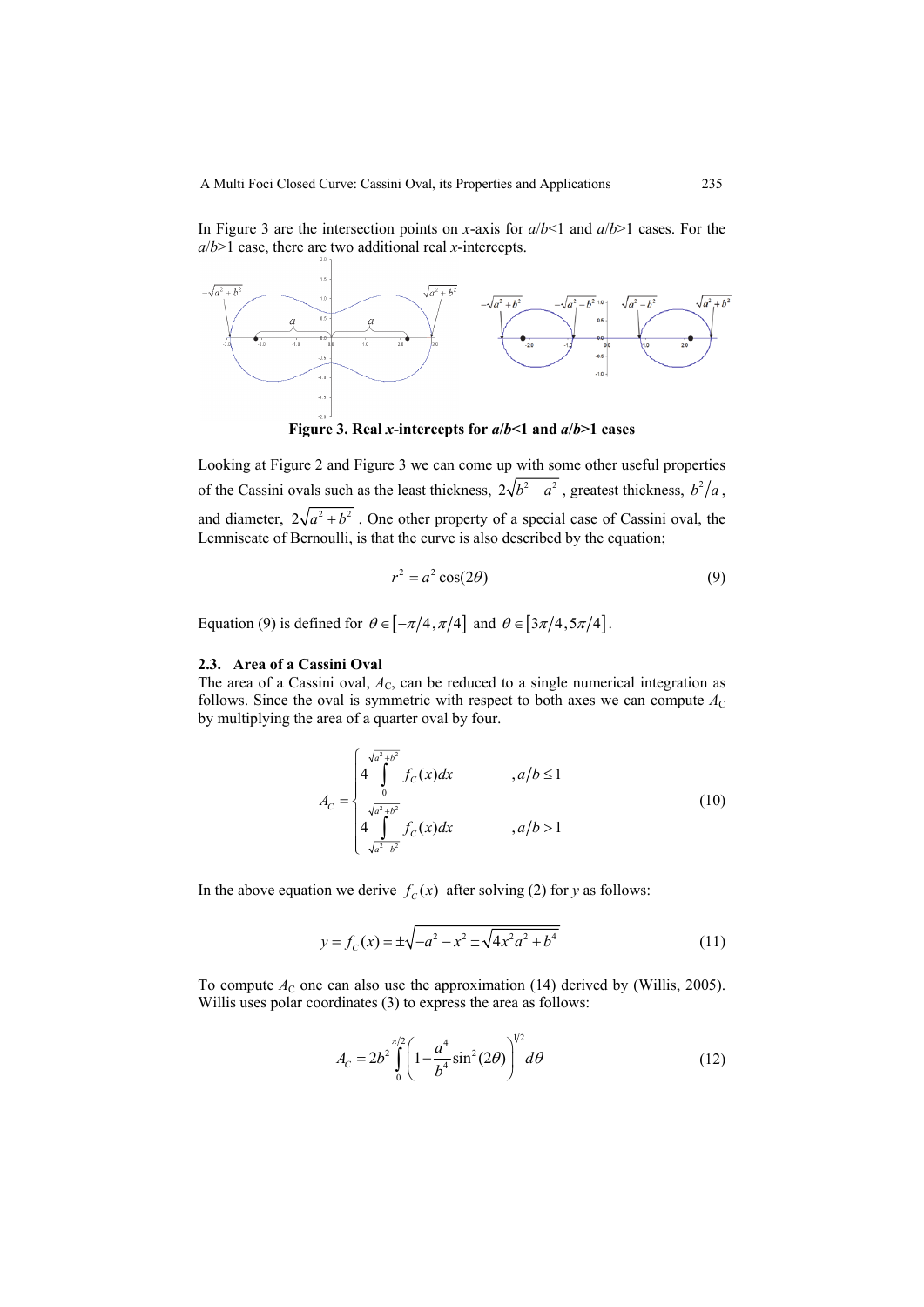In Figure 3 are the intersection points on *x*-axis for $a/b<1$ and $a/b>1$ cases. For the $a/b>1$ case, there are two additional real *x*-intercepts.

**Figure 3. Real *x*-intercepts for $a/b<1$ and $a/b>1$ cases**

Looking at Figure 2 and Figure 3 we can come up with some other useful properties of the Cassini ovals such as the least thickness, $2\sqrt{b^2-a^2}$ , greatest thickness, $b^2/a$, and diameter, $2\sqrt{a^2+b^2}$ . One other property of a special case of Cassini oval, the Lemniscate of Bernoulli, is that the curve is also described by the equation;

$$r^2 = a^2\cos(2\theta) \tag{9}$$

Equation (9) is defined for $\theta \in [-\pi/4, \pi/4]$ and $\theta \in [3\pi/4, 5\pi/4]$.

### 2.3. Area of a Cassini Oval

The area of a Cassini oval, $A_C$, can be reduced to a single numerical integration as follows. Since the oval is symmetric with respect to both axes we can compute $A_C$ by multiplying the area of a quarter oval by four.

$$A_C = \begin{cases} 4\displaystyle\int_0^{\sqrt{a^2+b^2}} f_C(x)dx & ,a/b \le 1 \\ 4\displaystyle\int_{\sqrt{a^2-b^2}}^{\sqrt{a^2+b^2}} f_C(x)dx & ,a/b > 1 \end{cases} \tag{10}$$

In the above equation we derive $f_C(x)$ after solving (2) for *y* as follows:

$$y = f_C(x) = \pm\sqrt{-a^2 - x^2 \pm \sqrt{4x^2a^2 + b^4}} \tag{11}$$

To compute $A_C$ one can also use the approximation (14) derived by (Willis, 2005). Willis uses polar coordinates (3) to express the area as follows:

$$A_C = 2b^2 \int_0^{\pi/2} \left(1 - \frac{a^4}{b^4}\sin^2(2\theta)\right)^{1/2} d\theta \tag{12}$$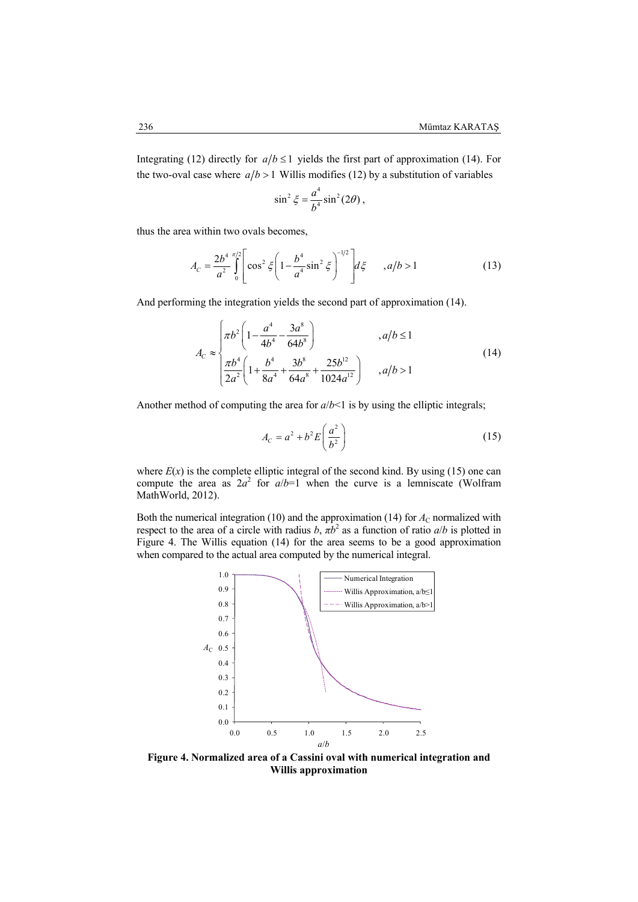Integrating (12) directly for $a/b \leq 1$ yields the first part of approximation (14). For the two-oval case where $a/b > 1$ Willis modifies (12) by a substitution of variables

$$\sin^2 \xi = \frac{a^4}{b^4}\sin^2(2\theta),$$

thus the area within two ovals becomes,

$$A_C = \frac{2b^4}{a^2}\int_0^{\pi/2}\left[\cos^2 \xi \left(1 - \frac{b^4}{a^4}\sin^2 \xi\right)^{-1/2}\right]d\xi \qquad , a/b > 1 \tag{13}$$

And performing the integration yields the second part of approximation (14).

$$A_C \approx \begin{cases} \pi b^2\left(1 - \dfrac{a^4}{4b^4} - \dfrac{3a^8}{64b^8}\right) & , a/b \leq 1 \\ \dfrac{\pi b^4}{2a^2}\left(1 + \dfrac{b^4}{8a^4} + \dfrac{3b^8}{64a^8} + \dfrac{25b^{12}}{1024a^{12}}\right) & , a/b > 1 \end{cases} \tag{14}$$

Another method of computing the area for $a/b<1$ is by using the elliptic integrals;

$$A_C = a^2 + b^2 E\left(\frac{a^2}{b^2}\right) \tag{15}$$

where $E(x)$ is the complete elliptic integral of the second kind. By using (15) one can compute the area as $2a^2$ for $a/b=1$ when the curve is a lemniscate (Wolfram MathWorld, 2012).

Both the numerical integration (10) and the approximation (14) for $A_C$ normalized with respect to the area of a circle with radius $b$, $\pi b^2$ as a function of ratio $a/b$ is plotted in Figure 4. The Willis equation (14) for the area seems to be a good approximation when compared to the actual area computed by the numerical integral.

**Figure 4. Normalized area of a Cassini oval with numerical integration and Willis approximation**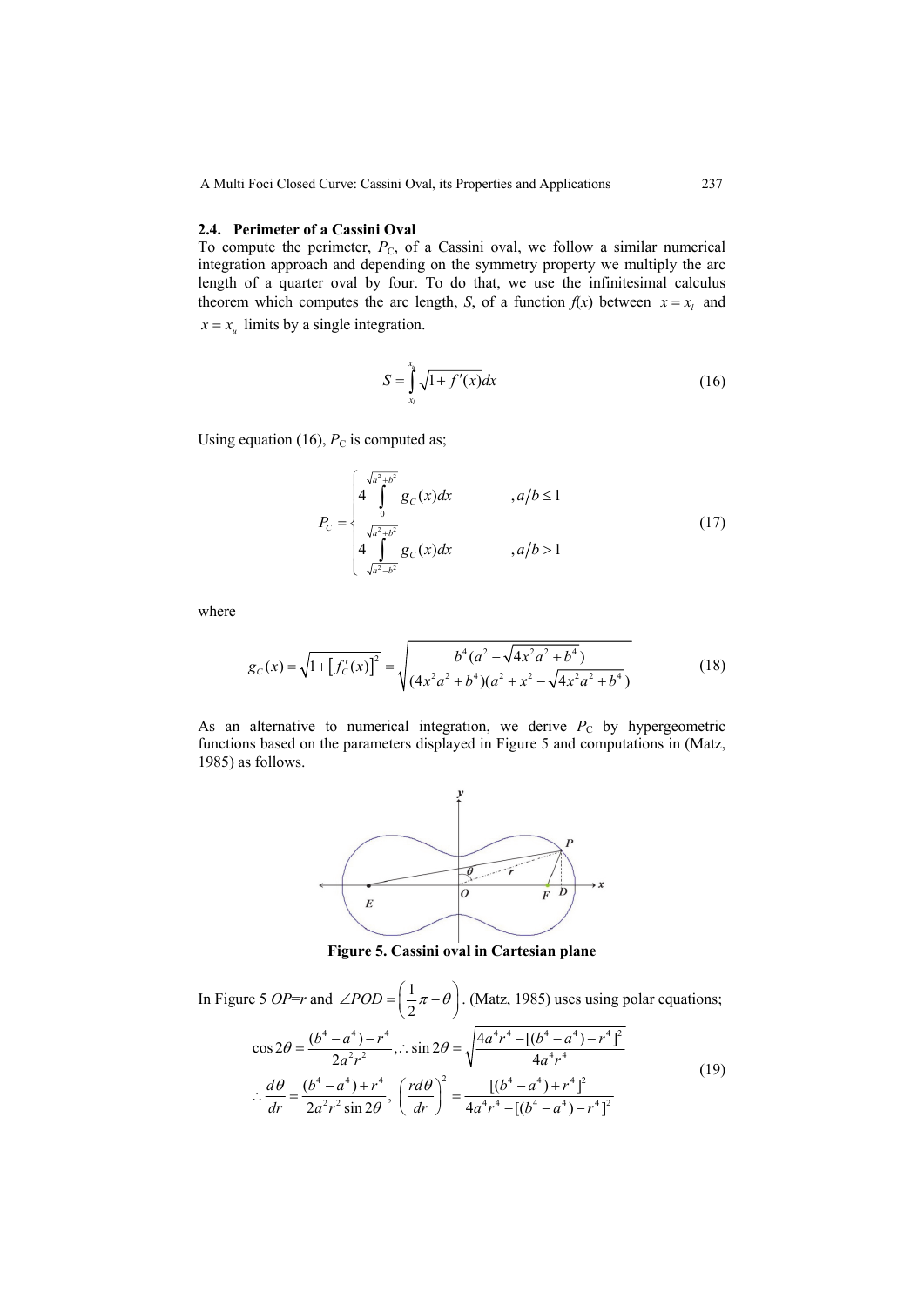### 2.4. Perimeter of a Cassini Oval

To compute the perimeter, $P_C$, of a Cassini oval, we follow a similar numerical integration approach and depending on the symmetry property we multiply the arc length of a quarter oval by four. To do that, we use the infinitesimal calculus theorem which computes the arc length, $S$, of a function $f(x)$ between $x = x_l$ and $x = x_u$ limits by a single integration.

$$S = \int_{x_l}^{x_u} \sqrt{1 + f'(x)} dx \tag{16}$$

Using equation (16), $P_C$ is computed as;

$$P_C = \begin{cases} 4 \displaystyle\int_{0}^{\sqrt{a^2+b^2}} g_C(x)dx & , a/b \le 1 \\ 4 \displaystyle\int_{\sqrt{a^2-b^2}}^{\sqrt{a^2+b^2}} g_C(x)dx & , a/b > 1 \end{cases} \tag{17}$$

where

$$g_C(x) = \sqrt{1 + \left[f_C'(x)\right]^2} = \sqrt{\frac{b^4(a^2 - \sqrt{4x^2a^2 + b^4})}{(4x^2a^2 + b^4)(a^2 + x^2 - \sqrt{4x^2a^2 + b^4})}} \tag{18}$$

As an alternative to numerical integration, we derive $P_C$ by hypergeometric functions based on the parameters displayed in Figure 5 and computations in (Matz, 1985) as follows.

**Figure 5. Cassini oval in Cartesian plane**

In Figure 5 $OP$=$r$ and $\angle POD = \left(\frac{1}{2}\pi - \theta\right)$. (Matz, 1985) uses using polar equations;

$$\begin{aligned} &\cos 2\theta = \frac{(b^4 - a^4) - r^4}{2a^2r^2}, \therefore \sin 2\theta = \sqrt{\frac{4a^4r^4 - [(b^4 - a^4) - r^4]^2}{4a^4r^4}} \\ &\therefore \frac{d\theta}{dr} = \frac{(b^4 - a^4) + r^4}{2a^2r^2 \sin 2\theta}, \left(\frac{rd\theta}{dr}\right)^2 = \frac{[(b^4 - a^4) + r^4]^2}{4a^4r^4 - [(b^4 - a^4) - r^4]^2} \end{aligned} \tag{19}$$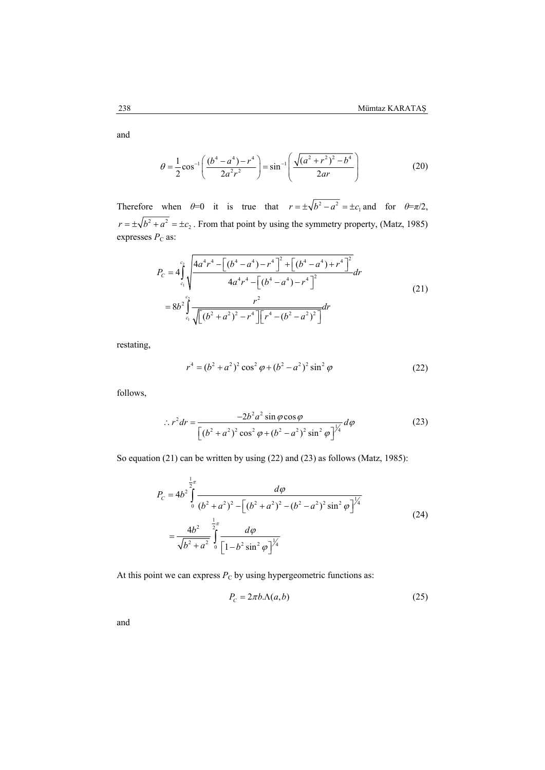and

$$\theta = \frac{1}{2}\cos^{-1}\left(\frac{(b^4 - a^4) - r^4}{2a^2 r^2}\right) = \sin^{-1}\left(\frac{\sqrt{(a^2 + r^2)^2 - b^4}}{2ar}\right) \tag{20}$$

Therefore when $\theta$=0 it is true that $r = \pm\sqrt{b^2 - a^2} = \pm c_1$ and for $\theta$=$\pi$/2, $r = \pm\sqrt{b^2 + a^2} = \pm c_2$. From that point by using the symmetry property, (Matz, 1985) expresses $P_C$ as:

$$\begin{aligned} P_C &= 4\int_{c_1}^{c_2} \sqrt{\frac{4a^4 r^4 - \left[(b^4 - a^4) - r^4\right]^2 + \left[(b^4 - a^4) + r^4\right]^2}{4a^4 r^4 - \left[(b^4 - a^4) - r^4\right]^2}}\,dr \\ &= 8b^2 \int_{c_1}^{c_2} \frac{r^2}{\sqrt{\left[(b^2 + a^2)^2 - r^4\right]\left[r^4 - (b^2 - a^2)^2\right]}}\,dr \end{aligned} \tag{21}$$

restating,

$$r^4 = (b^2 + a^2)^2 \cos^2\varphi + (b^2 - a^2)^2 \sin^2\varphi \tag{22}$$

follows,

$$\therefore r^2 dr = \frac{-2b^2 a^2 \sin\varphi\cos\varphi}{\left[(b^2 + a^2)^2 \cos^2\varphi + (b^2 - a^2)^2 \sin^2\varphi\right]^{1/4}}\,d\varphi \tag{23}$$

So equation (21) can be written by using (22) and (23) as follows (Matz, 1985):

$$\begin{aligned} P_C &= 4b^2 \int_0^{\frac{1}{2}\pi} \frac{d\varphi}{(b^2 + a^2)^2 - \left[(b^2 + a^2)^2 - (b^2 - a^2)^2 \sin^2\varphi\right]^{1/4}} \\ &= \frac{4b^2}{\sqrt{b^2 + a^2}} \int_0^{\frac{1}{2}\pi} \frac{d\varphi}{\left[1 - b^2 \sin^2\varphi\right]^{1/4}} \end{aligned} \tag{24}$$

At this point we can express $P_C$ by using hypergeometric functions as:

$$P_C = 2\pi b.\Lambda(a,b) \tag{25}$$

and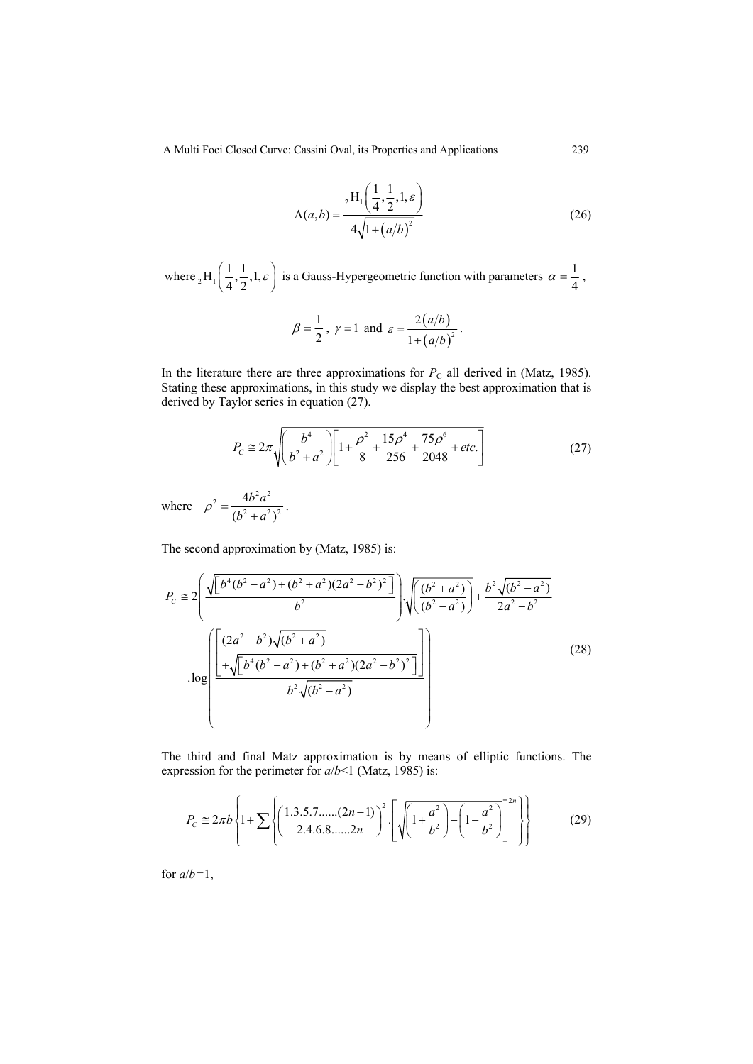$$\Lambda(a,b) = \frac{{}_2\mathrm{H}_1\left(\frac{1}{4},\frac{1}{2},1,\varepsilon\right)}{4\sqrt{1+\left(a/b\right)^2}} \tag{26}$$

where ${}_2\mathrm{H}_1\left(\frac{1}{4},\frac{1}{2},1,\varepsilon\right)$ is a Gauss-Hypergeometric function with parameters $\alpha = \frac{1}{4}$,

$$\beta = \frac{1}{2}, \; \gamma = 1 \text{ and } \varepsilon = \frac{2\left(a/b\right)}{1+\left(a/b\right)^2}.$$

In the literature there are three approximations for $P_C$ all derived in (Matz, 1985). Stating these approximations, in this study we display the best approximation that is derived by Taylor series in equation (27).

$$P_C \cong 2\pi\sqrt{\left(\frac{b^4}{b^2+a^2}\right)\left[1+\frac{\rho^2}{8}+\frac{15\rho^4}{256}+\frac{75\rho^6}{2048}+etc.\right]} \tag{27}$$

where $\rho^2 = \dfrac{4b^2a^2}{(b^2+a^2)^2}$.

The second approximation by (Matz, 1985) is:

$$P_C \cong 2\left(\frac{\sqrt{\left[b^4(b^2-a^2)+(b^2+a^2)(2a^2-b^2)^2\right]}}{b^2}\right).\sqrt{\left(\frac{(b^2+a^2)}{(b^2-a^2)}\right)}+\frac{b^2\sqrt{(b^2-a^2)}}{2a^2-b^2} \\ .\log\left(\frac{\left[\begin{array}{l}(2a^2-b^2)\sqrt{(b^2+a^2)} \\ +\sqrt{\left[b^4(b^2-a^2)+(b^2+a^2)(2a^2-b^2)^2\right]}\end{array}\right]}{b^2\sqrt{(b^2-a^2)}}\right) \tag{28}$$

The third and final Matz approximation is by means of elliptic functions. The expression for the perimeter for $a/b<1$ (Matz, 1985) is:

$$P_C \cong 2\pi b\left\{1+\sum\left\{\left(\frac{1.3.5.7......(2n-1)}{2.4.6.8......2n}\right)^2.\left[\sqrt{\left(1+\frac{a^2}{b^2}\right)}-\left(1-\frac{a^2}{b^2}\right)\right]^{2n}\right\}\right\} \tag{29}$$

for $a/b=1$,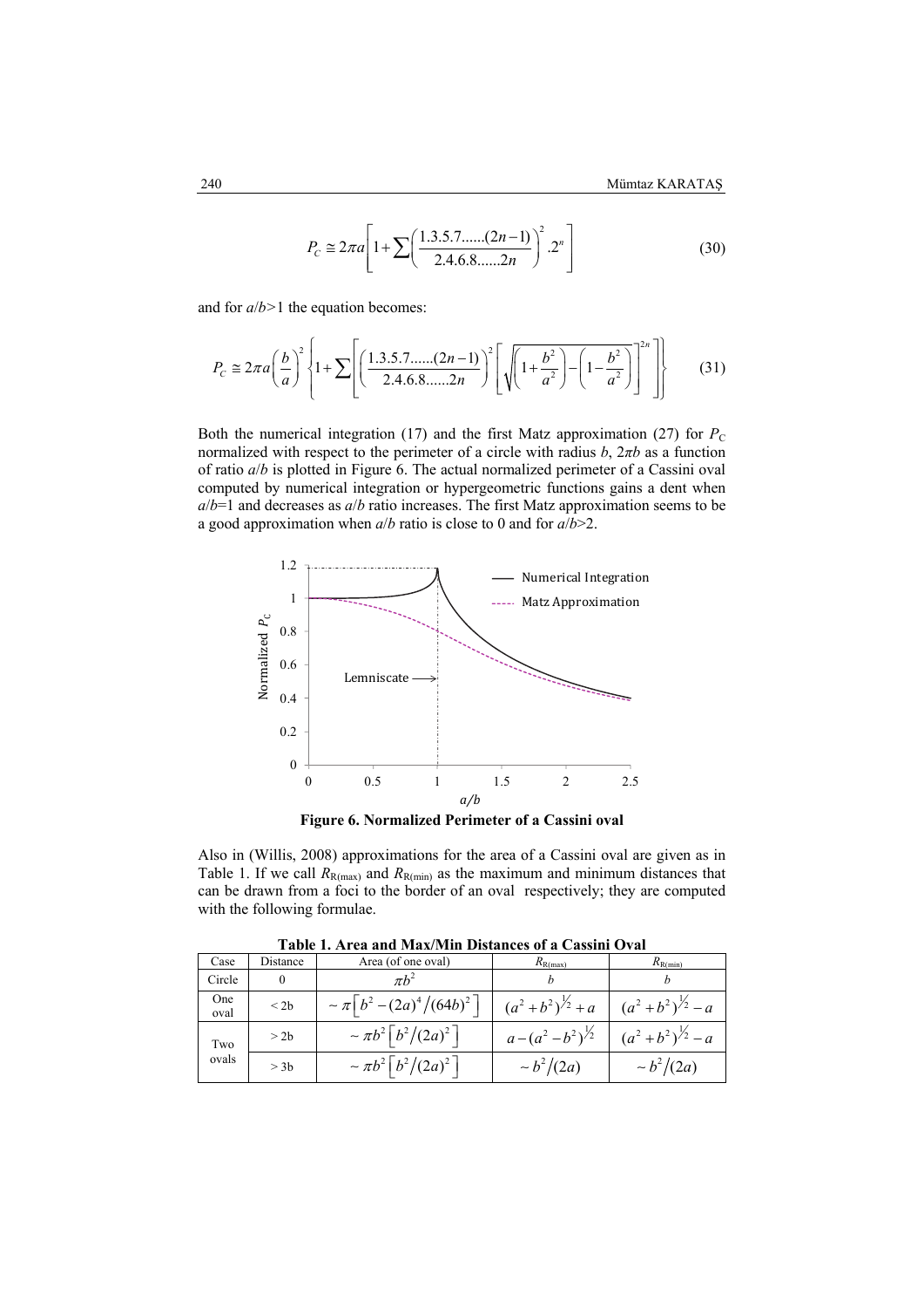$$P_C \cong 2\pi a\left[1+\sum\left(\frac{1.3.5.7......(2n-1)}{2.4.6.8......2n}\right)^2 .2^n\right] \tag{30}$$

and for $a/b>1$ the equation becomes:

$$P_C \cong 2\pi a\left(\frac{b}{a}\right)^2\left\{1+\sum\left[\left(\frac{1.3.5.7......(2n-1)}{2.4.6.8......2n}\right)^2\left[\sqrt{\left(1+\frac{b^2}{a^2}\right)-\left(1-\frac{b^2}{a^2}\right)}\right]^{2n}\right]\right\} \tag{31}$$

Both the numerical integration (17) and the first Matz approximation (27) for $P_C$ normalized with respect to the perimeter of a circle with radius $b$, $2\pi b$ as a function of ratio $a/b$ is plotted in Figure 6. The actual normalized perimeter of a Cassini oval computed by numerical integration or hypergeometric functions gains a dent when $a/b=1$ and decreases as $a/b$ ratio increases. The first Matz approximation seems to be a good approximation when $a/b$ ratio is close to 0 and for $a/b>2$.

**Figure 6. Normalized Perimeter of a Cassini oval**

Also in (Willis, 2008) approximations for the area of a Cassini oval are given as in Table 1. If we call $R_{R(max)}$ and $R_{R(min)}$ as the maximum and minimum distances that can be drawn from a foci to the border of an oval respectively; they are computed with the following formulae.

**Table 1. Area and Max/Min Distances of a Cassini Oval**

| Case | Distance | Area (of one oval) | $R_{R(max)}$ | $R_{R(min)}$ |
|---|---|---|---|---|
| Circle | 0 | $\pi b^2$ | $b$ | $b$ |
| One oval | < 2b | $\sim \pi\left[b^2-(2a)^4/(64b)^2\right]$ | $(a^2+b^2)^{1/2}+a$ | $(a^2+b^2)^{1/2}-a$ |
| Two ovals | > 2b | $\sim \pi b^2\left[b^2/(2a)^2\right]$ | $a-(a^2-b^2)^{1/2}$ | $(a^2+b^2)^{1/2}-a$ |
| | > 3b | $\sim \pi b^2\left[b^2/(2a)^2\right]$ | $\sim b^2/(2a)$ | $\sim b^2/(2a)$ |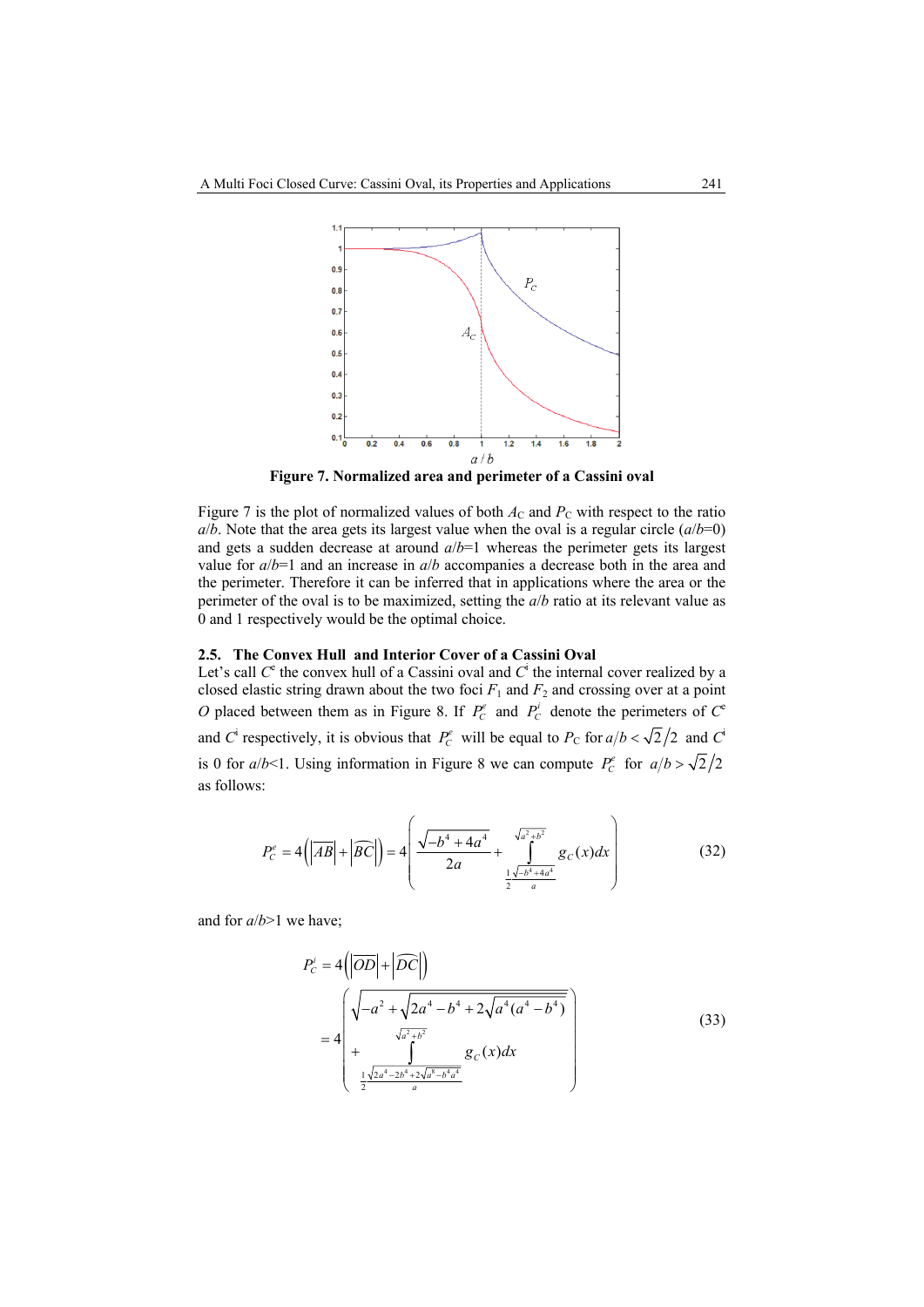**Figure 7. Normalized area and perimeter of a Cassini oval**

Figure 7 is the plot of normalized values of both $A_C$ and $P_C$ with respect to the ratio *a*/*b*. Note that the area gets its largest value when the oval is a regular circle (*a*/*b*=0) and gets a sudden decrease at around *a*/*b*=1 whereas the perimeter gets its largest value for *a*/*b*=1 and an increase in *a*/*b* accompanies a decrease both in the area and the perimeter. Therefore it can be inferred that in applications where the area or the perimeter of the oval is to be maximized, setting the *a*/*b* ratio at its relevant value as 0 and 1 respectively would be the optimal choice.

### 2.5. The Convex Hull and Interior Cover of a Cassini Oval

Let's call $C^e$ the convex hull of a Cassini oval and $C^i$ the internal cover realized by a closed elastic string drawn about the two foci $F_1$ and $F_2$ and crossing over at a point *O* placed between them as in Figure 8. If $P_C^e$ and $P_C^i$ denote the perimeters of $C^e$ and $C^i$ respectively, it is obvious that $P_C^e$ will be equal to $P_C$ for $a/b < \sqrt{2}/2$ and $C^i$ is 0 for *a*/*b*<1. Using information in Figure 8 we can compute $P_C^e$ for $a/b > \sqrt{2}/2$ as follows:

$$P_C^e = 4\left(\left|\overline{AB}\right| + \left|\widehat{BC}\right|\right) = 4\left(\frac{\sqrt{-b^4+4a^4}}{2a} + \int_{\frac{1}{2}\frac{\sqrt{-b^4+4a^4}}{a}}^{\sqrt{a^2+b^2}} g_C(x)dx\right) \tag{32}$$

and for *a*/*b*>1 we have;

$$\begin{aligned} P_C^i &= 4\left(\left|\overline{OD}\right| + \left|\widehat{DC}\right|\right) \\ &= 4\left(\begin{aligned} &\sqrt{-a^2+\sqrt{2a^4-b^4+2\sqrt{a^4(a^4-b^4)}}} \\ &+ \int_{\frac{1}{2}\frac{\sqrt{2a^4-2b^4+2\sqrt{a^8-b^4a^4}}}{a}}^{\sqrt{a^2+b^2}} g_C(x)dx \end{aligned}\right) \end{aligned} \tag{33}$$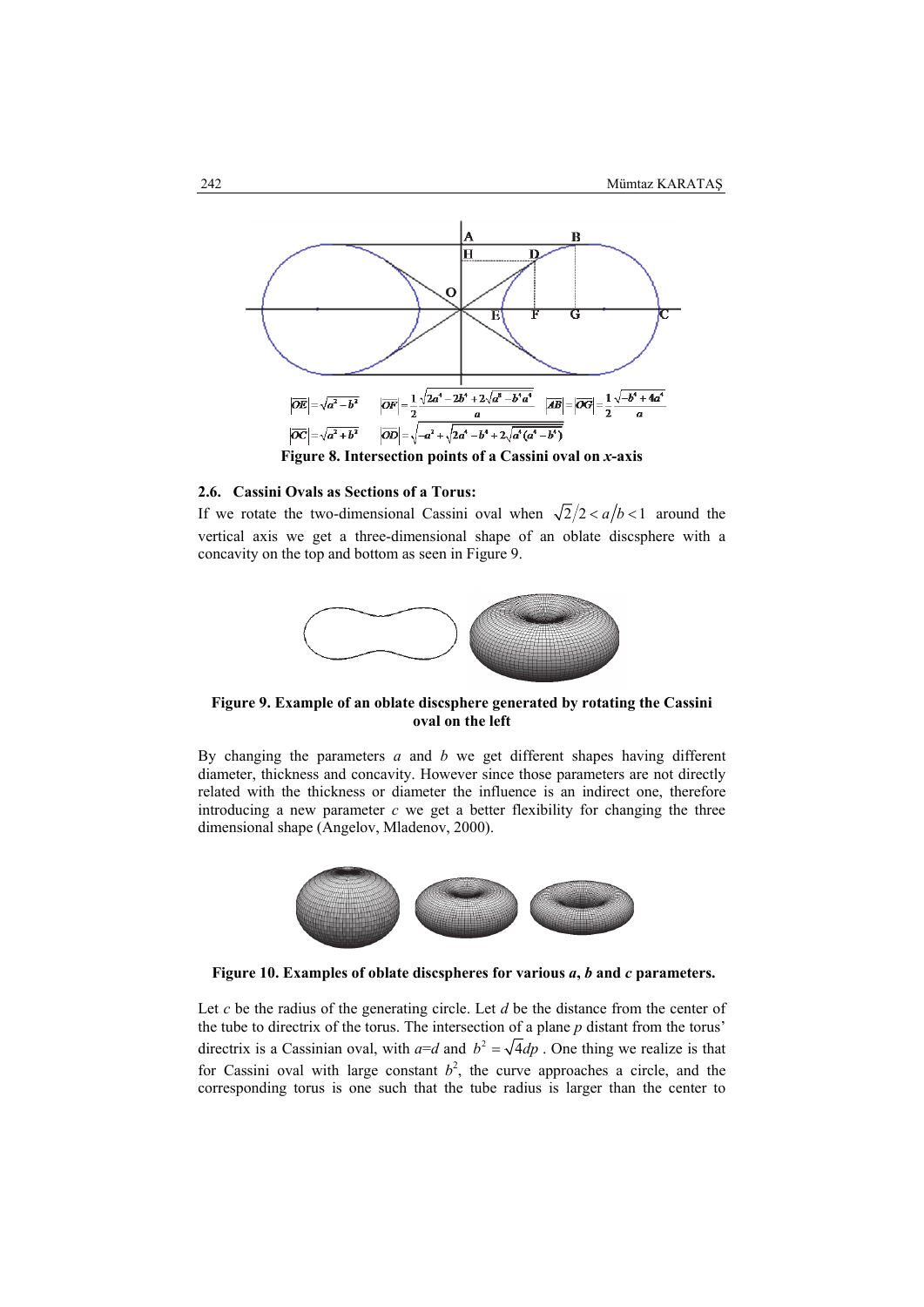$$|OE| = \sqrt{a^2 - b^2} \qquad |OF| = \frac{1}{2}\frac{\sqrt{2a^4 - 2b^4 + 2\sqrt{a^8 - b^4 a^4}}}{a} \qquad |AB| = |OG| = \frac{1}{2}\frac{\sqrt{-b^4 + 4a^4}}{a}$$

$$|OC| = \sqrt{a^2 + b^2} \qquad |OD| = \sqrt{-a^2 + \sqrt{2a^4 - b^4 + 2\sqrt{a^4(a^4 - b^4)}}}$$

**Figure 8. Intersection points of a Cassini oval on *x*-axis**

### 2.6. Cassini Ovals as Sections of a Torus:

If we rotate the two-dimensional Cassini oval when $\sqrt{2}/2 < a/b < 1$ around the vertical axis we get a three-dimensional shape of an oblate discsphere with a concavity on the top and bottom as seen in Figure 9.

**Figure 9. Example of an oblate discsphere generated by rotating the Cassini oval on the left**

By changing the parameters *a* and *b* we get different shapes having different diameter, thickness and concavity. However since those parameters are not directly related with the thickness or diameter the influence is an indirect one, therefore introducing a new parameter *c* we get a better flexibility for changing the three dimensional shape (Angelov, Mladenov, 2000).

**Figure 10. Examples of oblate discspheres for various *a*, *b* and *c* parameters.**

Let *c* be the radius of the generating circle. Let *d* be the distance from the center of the tube to directrix of the torus. The intersection of a plane *p* distant from the torus' directrix is a Cassinian oval, with $a=d$ and $b^2 = \sqrt{4dp}$. One thing we realize is that for Cassini oval with large constant $b^2$, the curve approaches a circle, and the corresponding torus is one such that the tube radius is larger than the center to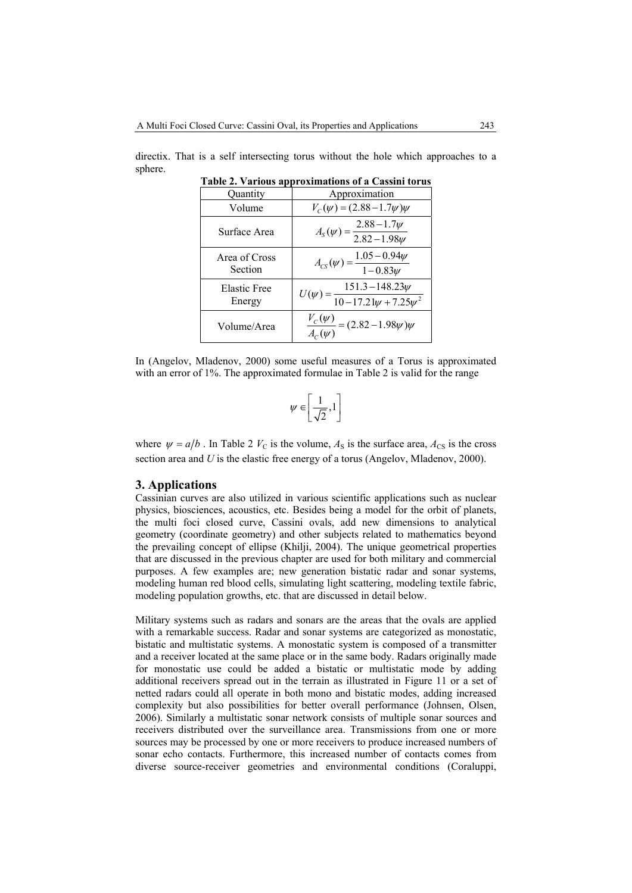directix. That is a self intersecting torus without the hole which approaches to a sphere.

**Table 2. Various approximations of a Cassini torus**

| Quantity | Approximation |
|---|---|
| Volume | $V_C(\psi) = (2.88 - 1.7\psi)\psi$ |
| Surface Area | $A_S(\psi) = \dfrac{2.88 - 1.7\psi}{2.82 - 1.98\psi}$ |
| Area of Cross Section | $A_{CS}(\psi) = \dfrac{1.05 - 0.94\psi}{1 - 0.83\psi}$ |
| Elastic Free Energy | $U(\psi) = \dfrac{151.3 - 148.23\psi}{10 - 17.21\psi + 7.25\psi^2}$ |
| Volume/Area | $\dfrac{V_C(\psi)}{A_C(\psi)} = (2.82 - 1.98\psi)\psi$ |

In (Angelov, Mladenov, 2000) some useful measures of a Torus is approximated with an error of 1%. The approximated formulae in Table 2 is valid for the range

$$\psi \in \left[\frac{1}{\sqrt{2}}, 1\right]$$

where $\psi = a/b$. In Table 2 $V_C$ is the volume, $A_S$ is the surface area, $A_{CS}$ is the cross section area and $U$ is the elastic free energy of a torus (Angelov, Mladenov, 2000).

## 3. Applications

Cassinian curves are also utilized in various scientific applications such as nuclear physics, biosciences, acoustics, etc. Besides being a model for the orbit of planets, the multi foci closed curve, Cassini ovals, add new dimensions to analytical geometry (coordinate geometry) and other subjects related to mathematics beyond the prevailing concept of ellipse (Khilji, 2004). The unique geometrical properties that are discussed in the previous chapter are used for both military and commercial purposes. A few examples are; new generation bistatic radar and sonar systems, modeling human red blood cells, simulating light scattering, modeling textile fabric, modeling population growths, etc. that are discussed in detail below.

Military systems such as radars and sonars are the areas that the ovals are applied with a remarkable success. Radar and sonar systems are categorized as monostatic, bistatic and multistatic systems. A monostatic system is composed of a transmitter and a receiver located at the same place or in the same body. Radars originally made for monostatic use could be added a bistatic or multistatic mode by adding additional receivers spread out in the terrain as illustrated in Figure 11 or a set of netted radars could all operate in both mono and bistatic modes, adding increased complexity but also possibilities for better overall performance (Johnsen, Olsen, 2006). Similarly a multistatic sonar network consists of multiple sonar sources and receivers distributed over the surveillance area. Transmissions from one or more sources may be processed by one or more receivers to produce increased numbers of sonar echo contacts. Furthermore, this increased number of contacts comes from diverse source-receiver geometries and environmental conditions (Coraluppi,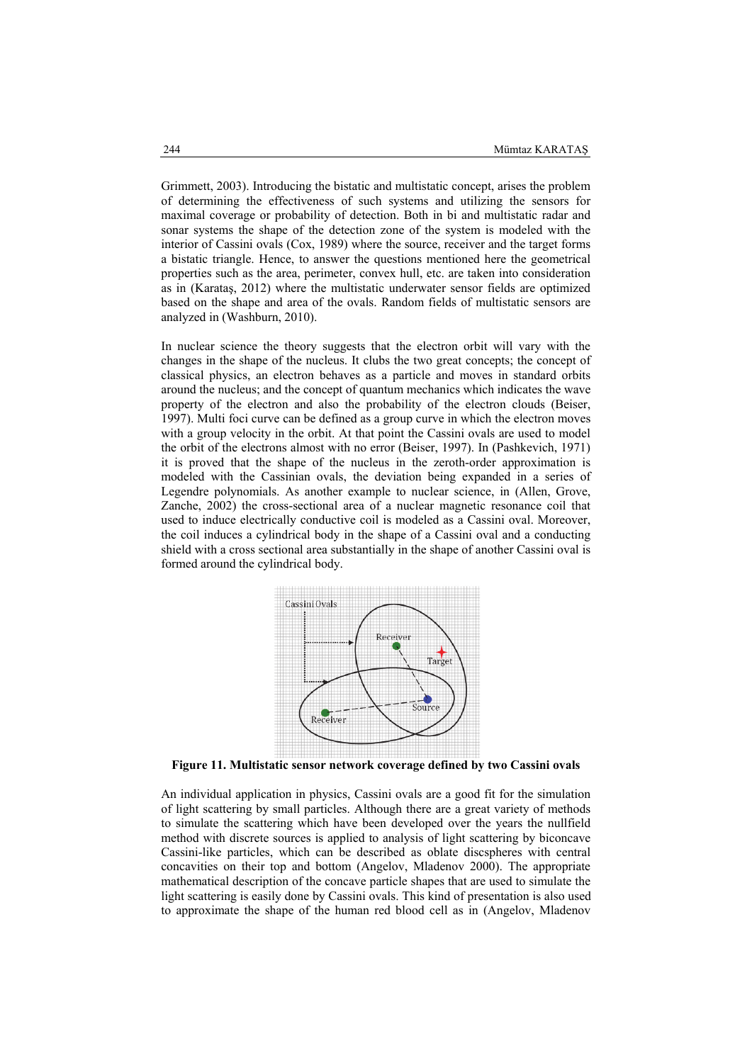Grimmett, 2003). Introducing the bistatic and multistatic concept, arises the problem of determining the effectiveness of such systems and utilizing the sensors for maximal coverage or probability of detection. Both in bi and multistatic radar and sonar systems the shape of the detection zone of the system is modeled with the interior of Cassini ovals (Cox, 1989) where the source, receiver and the target forms a bistatic triangle. Hence, to answer the questions mentioned here the geometrical properties such as the area, perimeter, convex hull, etc. are taken into consideration as in (Karataş, 2012) where the multistatic underwater sensor fields are optimized based on the shape and area of the ovals. Random fields of multistatic sensors are analyzed in (Washburn, 2010).

In nuclear science the theory suggests that the electron orbit will vary with the changes in the shape of the nucleus. It clubs the two great concepts; the concept of classical physics, an electron behaves as a particle and moves in standard orbits around the nucleus; and the concept of quantum mechanics which indicates the wave property of the electron and also the probability of the electron clouds (Beiser, 1997). Multi foci curve can be defined as a group curve in which the electron moves with a group velocity in the orbit. At that point the Cassini ovals are used to model the orbit of the electrons almost with no error (Beiser, 1997). In (Pashkevich, 1971) it is proved that the shape of the nucleus in the zeroth-order approximation is modeled with the Cassinian ovals, the deviation being expanded in a series of Legendre polynomials. As another example to nuclear science, in (Allen, Grove, Zanche, 2002) the cross-sectional area of a nuclear magnetic resonance coil that used to induce electrically conductive coil is modeled as a Cassini oval. Moreover, the coil induces a cylindrical body in the shape of a Cassini oval and a conducting shield with a cross sectional area substantially in the shape of another Cassini oval is formed around the cylindrical body.

**Figure 11. Multistatic sensor network coverage defined by two Cassini ovals**

An individual application in physics, Cassini ovals are a good fit for the simulation of light scattering by small particles. Although there are a great variety of methods to simulate the scattering which have been developed over the years the nullfield method with discrete sources is applied to analysis of light scattering by biconcave Cassini-like particles, which can be described as oblate discspheres with central concavities on their top and bottom (Angelov, Mladenov 2000). The appropriate mathematical description of the concave particle shapes that are used to simulate the light scattering is easily done by Cassini ovals. This kind of presentation is also used to approximate the shape of the human red blood cell as in (Angelov, Mladenov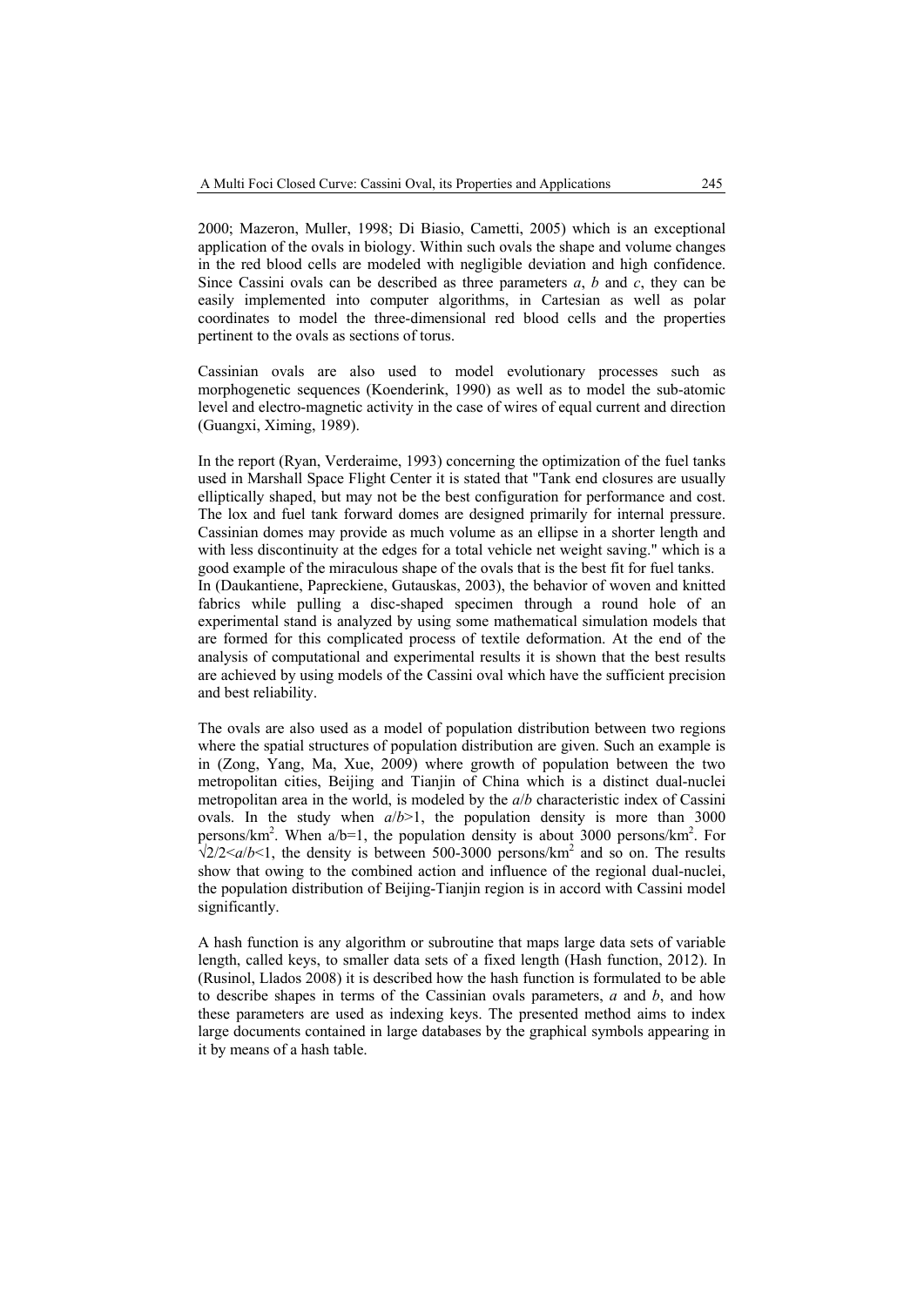2000; Mazeron, Muller, 1998; Di Biasio, Cametti, 2005) which is an exceptional application of the ovals in biology. Within such ovals the shape and volume changes in the red blood cells are modeled with negligible deviation and high confidence. Since Cassini ovals can be described as three parameters $a$, $b$ and $c$, they can be easily implemented into computer algorithms, in Cartesian as well as polar coordinates to model the three-dimensional red blood cells and the properties pertinent to the ovals as sections of torus.

Cassinian ovals are also used to model evolutionary processes such as morphogenetic sequences (Koenderink, 1990) as well as to model the sub-atomic level and electro-magnetic activity in the case of wires of equal current and direction (Guangxi, Ximing, 1989).

In the report (Ryan, Verderaime, 1993) concerning the optimization of the fuel tanks used in Marshall Space Flight Center it is stated that "Tank end closures are usually elliptically shaped, but may not be the best configuration for performance and cost. The lox and fuel tank forward domes are designed primarily for internal pressure. Cassinian domes may provide as much volume as an ellipse in a shorter length and with less discontinuity at the edges for a total vehicle net weight saving." which is a good example of the miraculous shape of the ovals that is the best fit for fuel tanks.
In (Daukantiene, Papreckiene, Gutauskas, 2003), the behavior of woven and knitted fabrics while pulling a disc-shaped specimen through a round hole of an experimental stand is analyzed by using some mathematical simulation models that are formed for this complicated process of textile deformation. At the end of the analysis of computational and experimental results it is shown that the best results are achieved by using models of the Cassini oval which have the sufficient precision and best reliability.

The ovals are also used as a model of population distribution between two regions where the spatial structures of population distribution are given. Such an example is in (Zong, Yang, Ma, Xue, 2009) where growth of population between the two metropolitan cities, Beijing and Tianjin of China which is a distinct dual-nuclei metropolitan area in the world, is modeled by the $a/b$ characteristic index of Cassini ovals. In the study when $a/b>1$, the population density is more than 3000 persons/km$^2$. When $a/b=1$, the population density is about 3000 persons/km$^2$. For $\sqrt{2}/2<a/b<1$, the density is between 500-3000 persons/km$^2$ and so on. The results show that owing to the combined action and influence of the regional dual-nuclei, the population distribution of Beijing-Tianjin region is in accord with Cassini model significantly.

A hash function is any algorithm or subroutine that maps large data sets of variable length, called keys, to smaller data sets of a fixed length (Hash function, 2012). In (Rusinol, Llados 2008) it is described how the hash function is formulated to be able to describe shapes in terms of the Cassinian ovals parameters, $a$ and $b$, and how these parameters are used as indexing keys. The presented method aims to index large documents contained in large databases by the graphical symbols appearing in it by means of a hash table.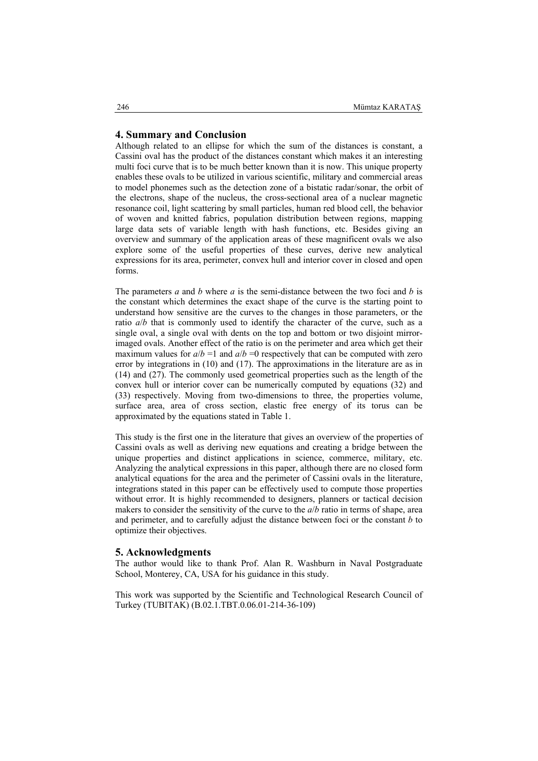## 4. Summary and Conclusion

Although related to an ellipse for which the sum of the distances is constant, a Cassini oval has the product of the distances constant which makes it an interesting multi foci curve that is to be much better known than it is now. This unique property enables these ovals to be utilized in various scientific, military and commercial areas to model phonemes such as the detection zone of a bistatic radar/sonar, the orbit of the electrons, shape of the nucleus, the cross-sectional area of a nuclear magnetic resonance coil, light scattering by small particles, human red blood cell, the behavior of woven and knitted fabrics, population distribution between regions, mapping large data sets of variable length with hash functions, etc. Besides giving an overview and summary of the application areas of these magnificent ovals we also explore some of the useful properties of these curves, derive new analytical expressions for its area, perimeter, convex hull and interior cover in closed and open forms.

The parameters $a$ and $b$ where $a$ is the semi-distance between the two foci and $b$ is the constant which determines the exact shape of the curve is the starting point to understand how sensitive are the curves to the changes in those parameters, or the ratio $a/b$ that is commonly used to identify the character of the curve, such as a single oval, a single oval with dents on the top and bottom or two disjoint mirror-imaged ovals. Another effect of the ratio is on the perimeter and area which get their maximum values for $a/b=1$ and $a/b=0$ respectively that can be computed with zero error by integrations in (10) and (17). The approximations in the literature are as in (14) and (27). The commonly used geometrical properties such as the length of the convex hull or interior cover can be numerically computed by equations (32) and (33) respectively. Moving from two-dimensions to three, the properties volume, surface area, area of cross section, elastic free energy of its torus can be approximated by the equations stated in Table 1.

This study is the first one in the literature that gives an overview of the properties of Cassini ovals as well as deriving new equations and creating a bridge between the unique properties and distinct applications in science, commerce, military, etc. Analyzing the analytical expressions in this paper, although there are no closed form analytical equations for the area and the perimeter of Cassini ovals in the literature, integrations stated in this paper can be effectively used to compute those properties without error. It is highly recommended to designers, planners or tactical decision makers to consider the sensitivity of the curve to the $a/b$ ratio in terms of shape, area and perimeter, and to carefully adjust the distance between foci or the constant $b$ to optimize their objectives.

## 5. Acknowledgments

The author would like to thank Prof. Alan R. Washburn in Naval Postgraduate School, Monterey, CA, USA for his guidance in this study.

This work was supported by the Scientific and Technological Research Council of Turkey (TUBITAK) (B.02.1.TBT.0.06.01-214-36-109)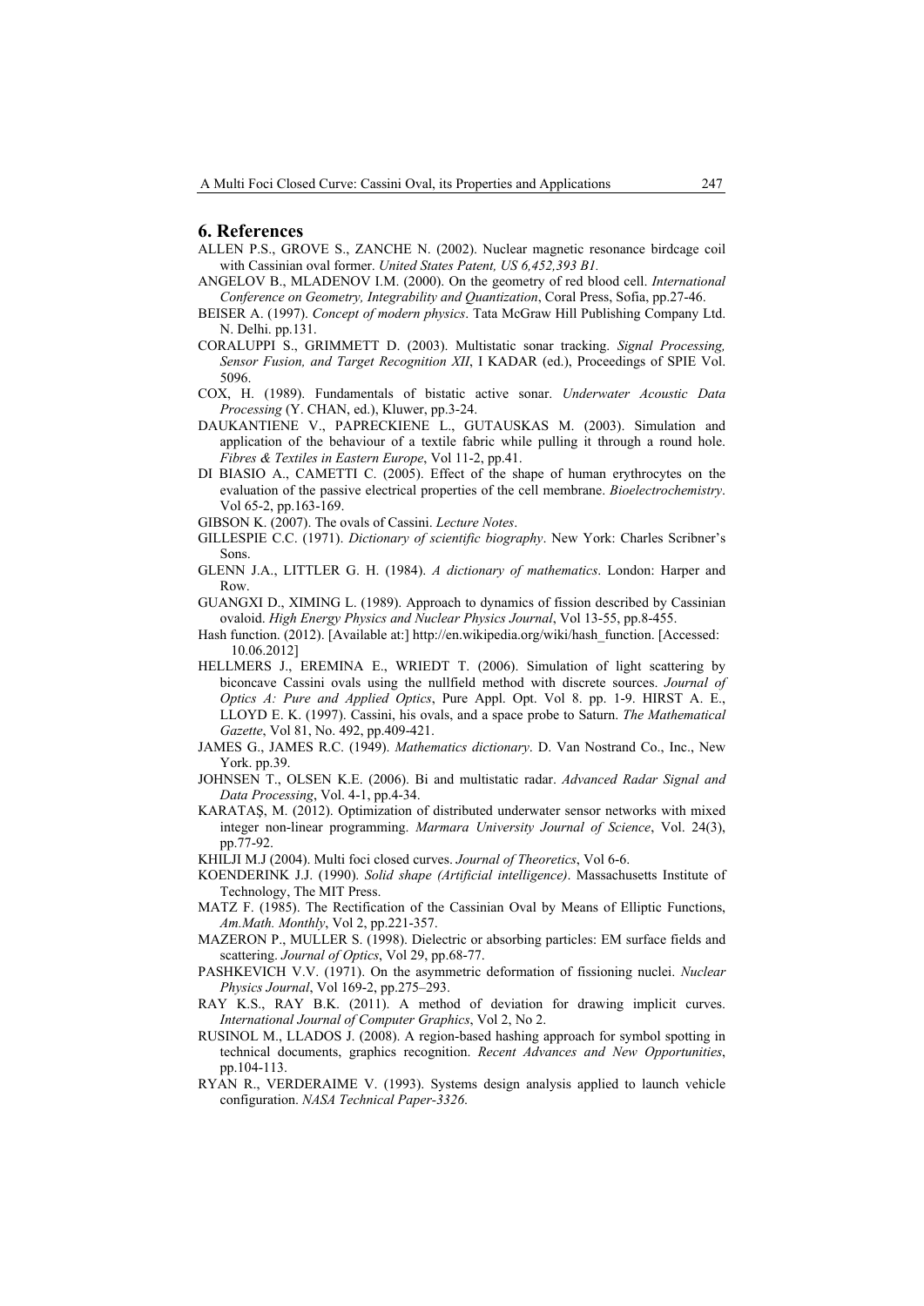## 6. References

ALLEN P.S., GROVE S., ZANCHE N. (2002). Nuclear magnetic resonance birdcage coil with Cassinian oval former. *United States Patent, US 6,452,393 B1.*

ANGELOV B., MLADENOV I.M. (2000). On the geometry of red blood cell. *International Conference on Geometry, Integrability and Quantization*, Coral Press, Sofia, pp.27-46.

BEISER A. (1997). *Concept of modern physics*. Tata McGraw Hill Publishing Company Ltd. N. Delhi. pp.131.

CORALUPPI S., GRIMMETT D. (2003). Multistatic sonar tracking. *Signal Processing, Sensor Fusion, and Target Recognition XII*, I KADAR (ed.), Proceedings of SPIE Vol. 5096.

COX, H. (1989). Fundamentals of bistatic active sonar. *Underwater Acoustic Data Processing* (Y. CHAN, ed.), Kluwer, pp.3-24.

DAUKANTIENE V., PAPRECKIENE L., GUTAUSKAS M. (2003). Simulation and application of the behaviour of a textile fabric while pulling it through a round hole. *Fibres & Textiles in Eastern Europe*, Vol 11-2, pp.41.

DI BIASIO A., CAMETTI C. (2005). Effect of the shape of human erythrocytes on the evaluation of the passive electrical properties of the cell membrane. *Bioelectrochemistry*. Vol 65-2, pp.163-169.

GIBSON K. (2007). The ovals of Cassini. *Lecture Notes*.

GILLESPIE C.C. (1971). *Dictionary of scientific biography*. New York: Charles Scribner's Sons.

GLENN J.A., LITTLER G. H. (1984). *A dictionary of mathematics*. London: Harper and Row.

GUANGXI D., XIMING L. (1989). Approach to dynamics of fission described by Cassinian ovaloid. *High Energy Physics and Nuclear Physics Journal*, Vol 13-55, pp.8-455.

Hash function. (2012). [Available at:] http://en.wikipedia.org/wiki/hash_function. [Accessed: 10.06.2012]

HELLMERS J., EREMINA E., WRIEDT T. (2006). Simulation of light scattering by biconcave Cassini ovals using the nullfield method with discrete sources. *Journal of Optics A: Pure and Applied Optics*, Pure Appl. Opt. Vol 8. pp. 1-9. HIRST A. E., LLOYD E. K. (1997). Cassini, his ovals, and a space probe to Saturn. *The Mathematical Gazette*, Vol 81, No. 492, pp.409-421.

JAMES G., JAMES R.C. (1949). *Mathematics dictionary*. D. Van Nostrand Co., Inc., New York. pp.39.

JOHNSEN T., OLSEN K.E. (2006). Bi and multistatic radar. *Advanced Radar Signal and Data Processing*, Vol. 4-1, pp.4-34.

KARATAŞ, M. (2012). Optimization of distributed underwater sensor networks with mixed integer non-linear programming. *Marmara University Journal of Science*, Vol. 24(3), pp.77-92.

KHILJI M.J (2004). Multi foci closed curves. *Journal of Theoretics*, Vol 6-6.

KOENDERINK J.J. (1990). *Solid shape (Artificial intelligence)*. Massachusetts Institute of Technology, The MIT Press.

MATZ F. (1985). The Rectification of the Cassinian Oval by Means of Elliptic Functions, *Am.Math. Monthly*, Vol 2, pp.221-357.

MAZERON P., MULLER S. (1998). Dielectric or absorbing particles: EM surface fields and scattering. *Journal of Optics*, Vol 29, pp.68-77.

PASHKEVICH V.V. (1971). On the asymmetric deformation of fissioning nuclei. *Nuclear Physics Journal*, Vol 169-2, pp.275–293.

RAY K.S., RAY B.K. (2011). A method of deviation for drawing implicit curves. *International Journal of Computer Graphics*, Vol 2, No 2.

RUSINOL M., LLADOS J. (2008). A region-based hashing approach for symbol spotting in technical documents, graphics recognition. *Recent Advances and New Opportunities*, pp.104-113.

RYAN R., VERDERAIME V. (1993). Systems design analysis applied to launch vehicle configuration. *NASA Technical Paper-3326*.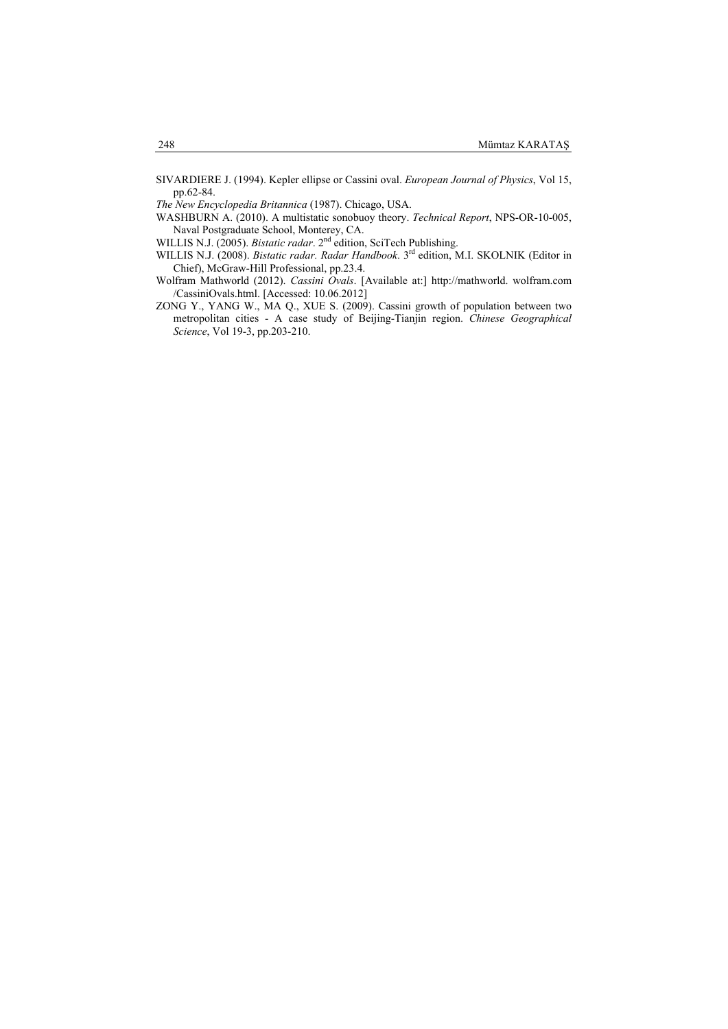SIVARDIERE J. (1994). Kepler ellipse or Cassini oval. *European Journal of Physics*, Vol 15, pp.62-84.

*The New Encyclopedia Britannica* (1987). Chicago, USA.

WASHBURN A. (2010). A multistatic sonobuoy theory. *Technical Report*, NPS-OR-10-005, Naval Postgraduate School, Monterey, CA.

WILLIS N.J. (2005). *Bistatic radar*. 2nd edition, SciTech Publishing.

WILLIS N.J. (2008). *Bistatic radar. Radar Handbook*. 3rd edition, M.I. SKOLNIK (Editor in Chief), McGraw-Hill Professional, pp.23.4.

Wolfram Mathworld (2012). *Cassini Ovals*. [Available at:] http://mathworld. wolfram.com /CassiniOvals.html. [Accessed: 10.06.2012]

ZONG Y., YANG W., MA Q., XUE S. (2009). Cassini growth of population between two metropolitan cities - A case study of Beijing-Tianjin region. *Chinese Geographical Science*, Vol 19-3, pp.203-210.